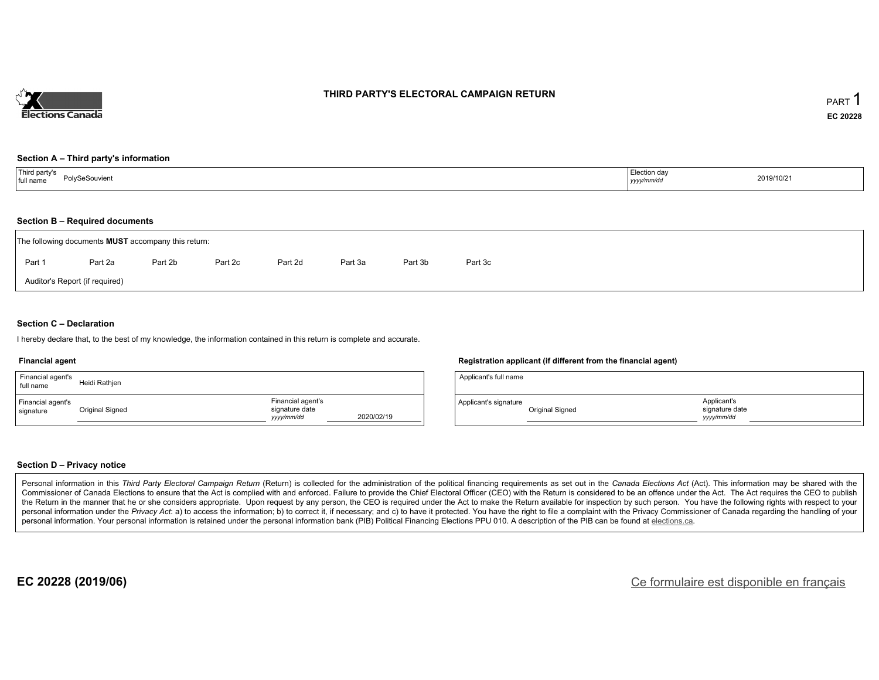Elections Canada

# THIRD PARTY'S ELECTORAL CAMPAIGN RETURN

PART 1

**EC 20228**

### Section A – Third party's information

| Third party's full name | PolySeSouvient | Election day *yyyy/mm/dd* | 2019/10/21 |
|---|---|---|---|

### Section B – Required documents

The following documents **MUST** accompany this return:

Part 1 Part 2a Part 2b Part 2c Part 2d Part 3a Part 3b Part 3c

Auditor's Report (if required)

### Section C – Declaration

I hereby declare that, to the best of my knowledge, the information contained in this return is complete and accurate.

**Financial agent**

| Financial agent's full name | Heidi Rathjen | | |
|---|---|---|---|
| Financial agent's signature | Original Signed | Financial agent's signature date *yyyy/mm/dd* | 2020/02/19 |

**Registration applicant (if different from the financial agent)**

| Applicant's full name | | | |
|---|---|---|---|
| Applicant's signature | Original Signed | Applicant's signature date *yyyy/mm/dd* | |

### Section D – Privacy notice

Personal information in this *Third Party Electoral Campaign Return* (Return) is collected for the administration of the political financing requirements as set out in the *Canada Elections Act* (Act). This information may be shared with the Commissioner of Canada Elections to ensure that the Act is complied with and enforced. Failure to provide the Chief Electoral Officer (CEO) with the Return is considered to be an offence under the Act. The Act requires the CEO to publish the Return in the manner that he or she considers appropriate. Upon request by any person, the CEO is required under the Act to make the Return available for inspection by such person. You have the following rights with respect to your personal information under the *Privacy Act*: a) to access the information; b) to correct it, if necessary; and c) to have it protected. You have the right to file a complaint with the Privacy Commissioner of Canada regarding the handling of your personal information. Your personal information is retained under the personal information bank (PIB) Political Financing Elections PPU 010. A description of the PIB can be found at elections.ca.

**EC 20228 (2019/06)**

Ce formulaire est disponible en français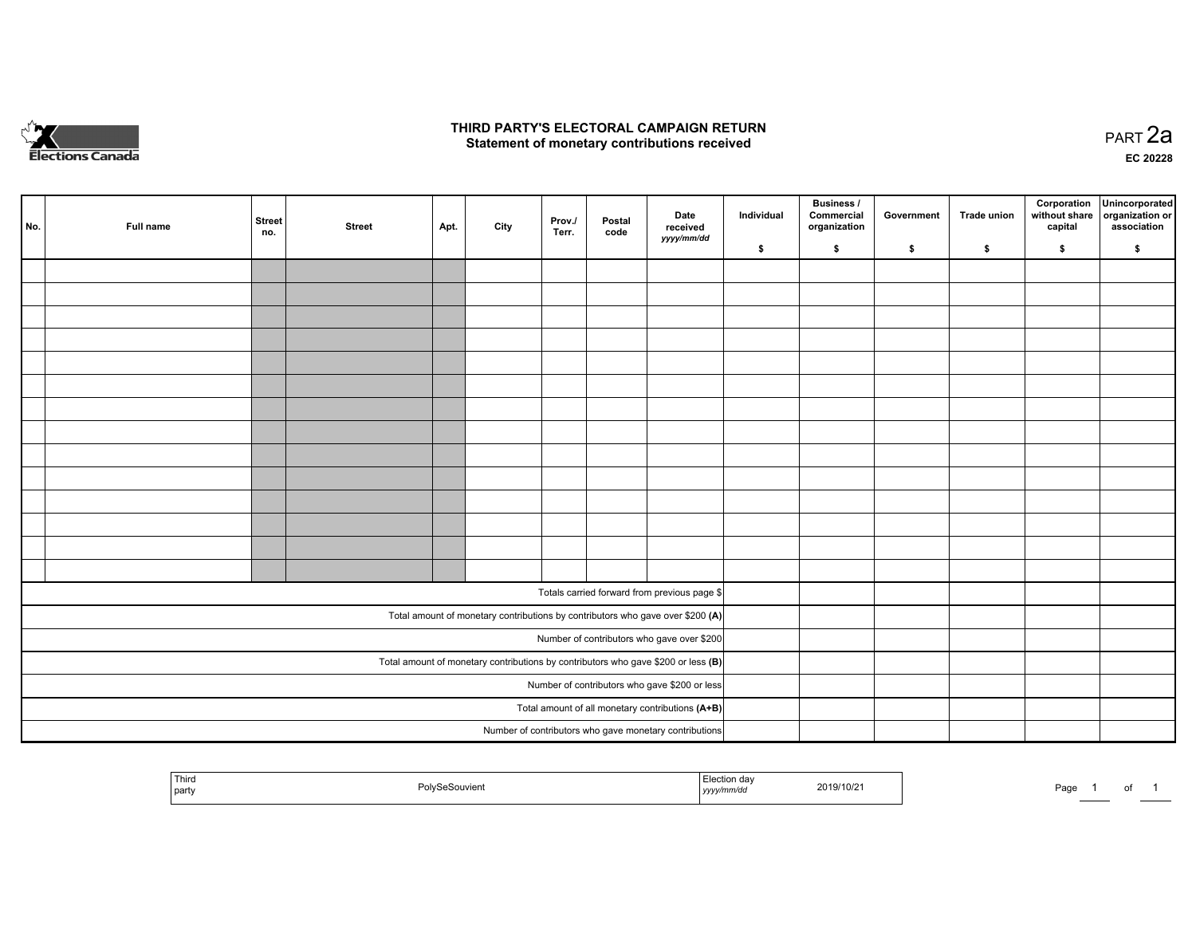# THIRD PARTY'S ELECTORAL CAMPAIGN RETURN
## Statement of monetary contributions received

PART 2a

EC 20228

| No. | Full name | Street no. | Street | Apt. | City | Prov./ Terr. | Postal code | Date received *yyyy/mm/dd* | Individual $ | Business / Commercial organization $ | Government $ | Trade union $ | Corporation without share capital $ | Unincorporated organization or association $ |
|---|---|---|---|---|---|---|---|---|---|---|---|---|---|---|
| | | | | | | | | | | | | | | |
| | | | | | | | | | | | | | | |
| | | | | | | | | | | | | | | |
| | | | | | | | | | | | | | | |
| | | | | | | | | | | | | | | |
| | | | | | | | | | | | | | | |
| | | | | | | | | | | | | | | |
| | | | | | | | | | | | | | | |
| | | | | | | | | | | | | | | |
| | | | | | | | | | | | | | | |
| | | | | | | | | | | | | | | |
| | | | | | | | | | | | | | | |
| | | | | | | | | | | | | | | |
| | | | | | | | | | | | | | | |
| Totals carried forward from previous page $ | | | | | | | | | | | | | | |
| Total amount of monetary contributions by contributors who gave over $200 **(A)** | | | | | | | | | | | | | | |
| Number of contributors who gave over $200 | | | | | | | | | | | | | | |
| Total amount of monetary contributions by contributors who gave $200 or less **(B)** | | | | | | | | | | | | | | |
| Number of contributors who gave $200 or less | | | | | | | | | | | | | | |
| Total amount of all monetary contributions **(A+B)** | | | | | | | | | | | | | | |
| Number of contributors who gave monetary contributions | | | | | | | | | | | | | | |

| Third party | PolySeSouvient | Election day *yyyy/mm/dd* | 2019/10/21 |
|---|---|---|---|

Page 1 of 1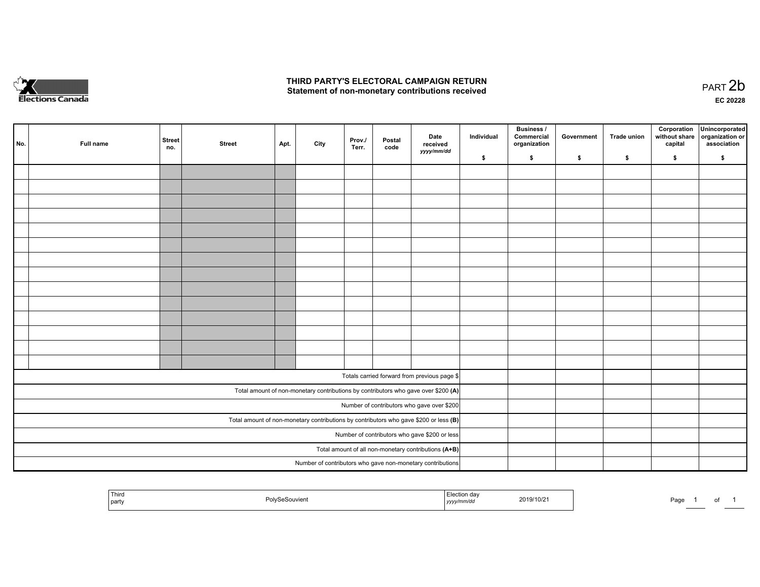Elections Canada

# THIRD PARTY'S ELECTORAL CAMPAIGN RETURN
## Statement of non-monetary contributions received

PART 2b

EC 20228

| No. | Full name | Street no. | Street | Apt. | City | Prov./ Terr. | Postal code | Date received yyyy/mm/dd | Individual $ | Business / Commercial organization $ | Government $ | Trade union $ | Corporation without share capital $ | Unincorporated organization or association $ |
|---|---|---|---|---|---|---|---|---|---|---|---|---|---|---|
| | | | | | | | | | | | | | | |
| | | | | | | | | | | | | | | |
| | | | | | | | | | | | | | | |
| | | | | | | | | | | | | | | |
| | | | | | | | | | | | | | | |
| | | | | | | | | | | | | | | |
| | | | | | | | | | | | | | | |
| | | | | | | | | | | | | | | |
| | | | | | | | | | | | | | | |
| | | | | | | | | | | | | | | |
| | | | | | | | | | | | | | | |
| | | | | | | | | | | | | | | |
| | | | | | | | | | | | | | | |
| | | | | | | | | | | | | | | |
| Totals carried forward from previous page $ | | | | | | | | | | | | | | |
| Total amount of non-monetary contributions by contributors who gave over $200 **(A)** | | | | | | | | | | | | | | |
| Number of contributors who gave over $200 | | | | | | | | | | | | | | |
| Total amount of non-monetary contributions by contributors who gave $200 or less **(B)** | | | | | | | | | | | | | | |
| Number of contributors who gave $200 or less | | | | | | | | | | | | | | |
| Total amount of all non-monetary contributions **(A+B)** | | | | | | | | | | | | | | |
| Number of contributors who gave non-monetary contributions | | | | | | | | | | | | | | |

| Third party | PolySeSouvient | Election day yyyy/mm/dd | 2019/10/21 |
|---|---|---|---|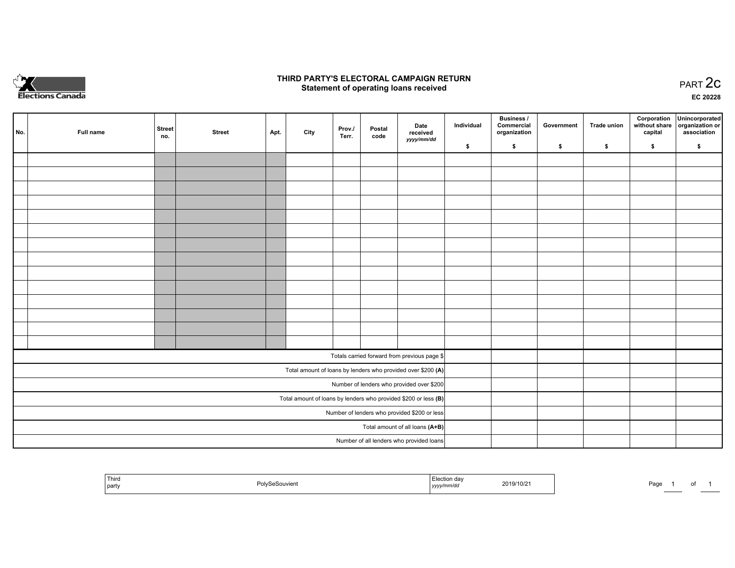# THIRD PARTY'S ELECTORAL CAMPAIGN RETURN

## Statement of operating loans received

PART 2c

EC 20228

| No. | Full name | Street no. | Street | Apt. | City | Prov./ Terr. | Postal code | Date received *yyyy/mm/dd* | Individual $ | Business / Commercial organization $ | Government $ | Trade union $ | Corporation without share capital $ | Unincorporated organization or association $ |
|---|---|---|---|---|---|---|---|---|---|---|---|---|---|---|
| | | | | | | | | | | | | | | |
| | | | | | | | | | | | | | | |
| | | | | | | | | | | | | | | |
| | | | | | | | | | | | | | | |
| | | | | | | | | | | | | | | |
| | | | | | | | | | | | | | | |
| | | | | | | | | | | | | | | |
| | | | | | | | | | | | | | | |
| | | | | | | | | | | | | | | |
| | | | | | | | | | | | | | | |
| | | | | | | | | | | | | | | |
| | | | | | | | | | | | | | | |
| | | | | | | | | | | | | | | |
| | | | | | | | | | | | | | | |
| Totals carried forward from previous page $ | | | | | | | | | | | | | | |
| Total amount of loans by lenders who provided over $200 **(A)** | | | | | | | | | | | | | | |
| Number of lenders who provided over $200 | | | | | | | | | | | | | | |
| Total amount of loans by lenders who provided $200 or less **(B)** | | | | | | | | | | | | | | |
| Number of lenders who provided $200 or less | | | | | | | | | | | | | | |
| Total amount of all loans **(A+B)** | | | | | | | | | | | | | | |
| Number of all lenders who provided loans | | | | | | | | | | | | | | |

| Third party | PolySeSouvient | Election day *yyyy/mm/dd* | 2019/10/21 |
|---|---|---|---|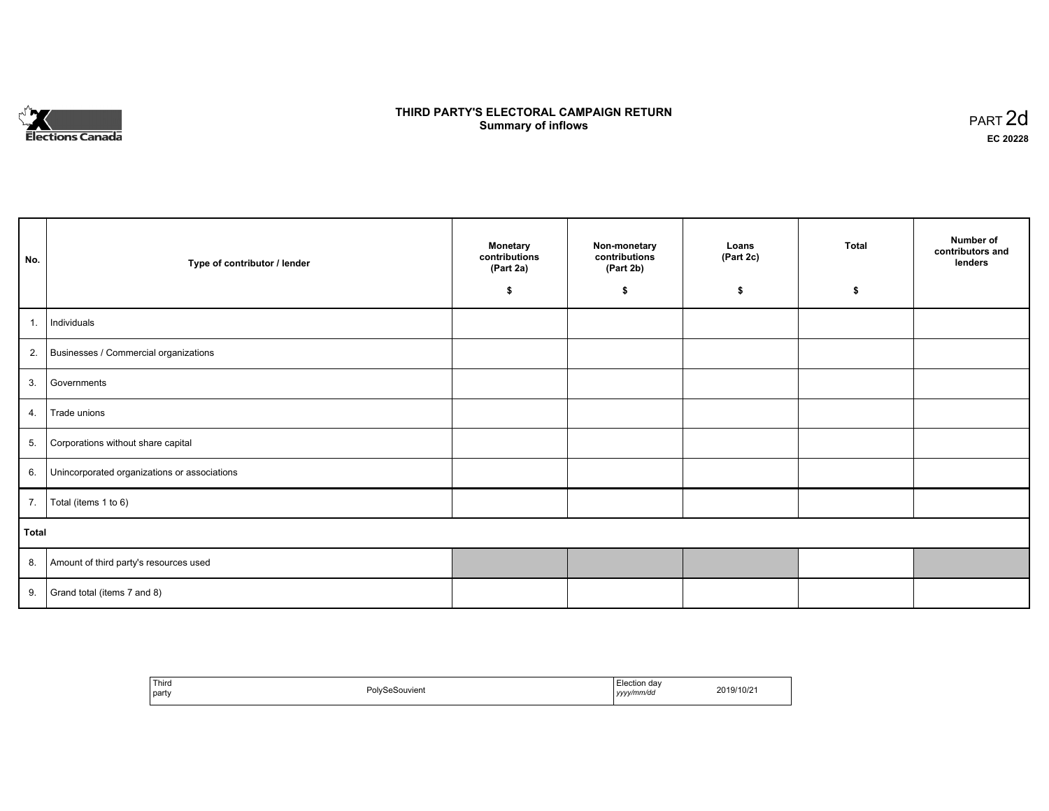Elections Canada

# THIRD PARTY'S ELECTORAL CAMPAIGN RETURN
## Summary of inflows

PART 2d

**EC 20228**

| No. | Type of contributor / lender | Monetary contributions (Part 2a) $ | Non-monetary contributions (Part 2b) $ | Loans (Part 2c) $ | Total $ | Number of contributors and lenders |
|---|---|---|---|---|---|---|
| 1. | Individuals | | | | | |
| 2. | Businesses / Commercial organizations | | | | | |
| 3. | Governments | | | | | |
| 4. | Trade unions | | | | | |
| 5. | Corporations without share capital | | | | | |
| 6. | Unincorporated organizations or associations | | | | | |
| 7. | Total (items 1 to 6) | | | | | |
| **Total** | | | | | | |
| 8. | Amount of third party's resources used | | | | | |
| 9. | Grand total (items 7 and 8) | | | | | |

| Third party | PolySeSouvient | Election day *yyyy/mm/dd* | 2019/10/21 |
|---|---|---|---|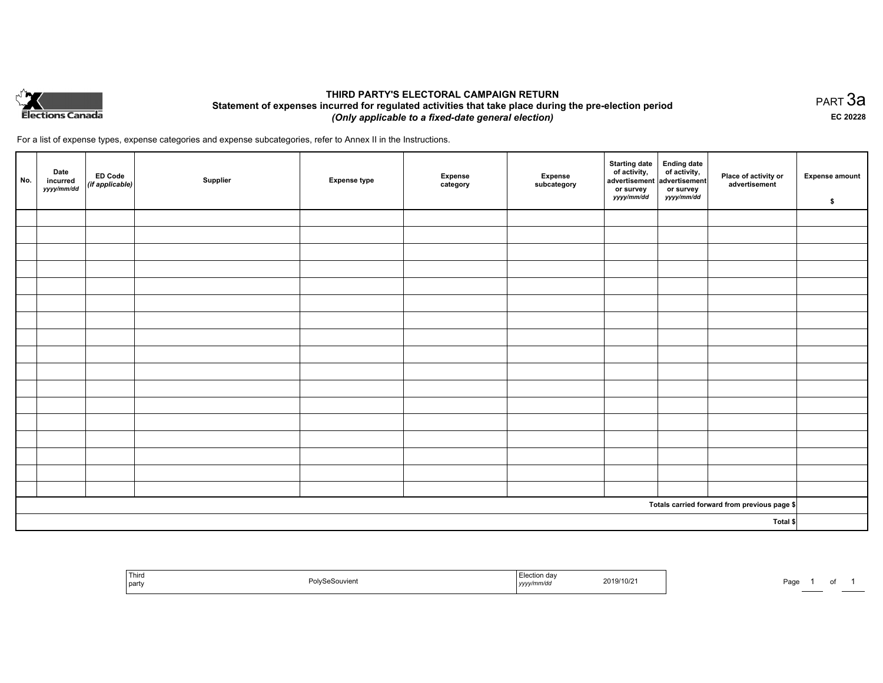# THIRD PARTY'S ELECTORAL CAMPAIGN RETURN

## Statement of expenses incurred for regulated activities that take place during the pre-election period

### *(Only applicable to a fixed-date general election)*

PART 3a

EC 20228

For a list of expense types, expense categories and expense subcategories, refer to Annex II in the Instructions.

| No. | Date incurred *yyyy/mm/dd* | ED Code *(if applicable)* | Supplier | Expense type | Expense category | Expense subcategory | Starting date of activity, advertisement or survey *yyyy/mm/dd* | Ending date of activity, advertisement or survey *yyyy/mm/dd* | Place of activity or advertisement | Expense amount $ |
|---|---|---|---|---|---|---|---|---|---|---|
| | | | | | | | | | | |
| | | | | | | | | | | |
| | | | | | | | | | | |
| | | | | | | | | | | |
| | | | | | | | | | | |
| | | | | | | | | | | |
| | | | | | | | | | | |
| | | | | | | | | | | |
| | | | | | | | | | | |
| | | | | | | | | | | |
| | | | | | | | | | | |
| | | | | | | | | | | |
| | | | | | | | | | | |
| | | | | | | | | | | |
| | | | | | | | | | | |
| | | | | | | | | | | |
| | | | | | | | | | | |
| | | | | | | | | | Totals carried forward from previous page $ | |
| | | | | | | | | | Total $ | |

| Third party | PolySeSouvient | Election day *yyyy/mm/dd* | 2019/10/21 |
|---|---|---|---|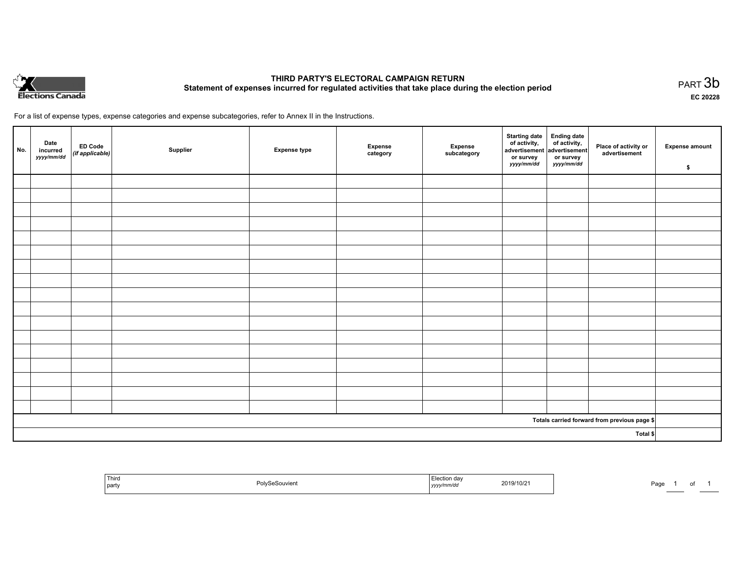Elections Canada

# THIRD PARTY'S ELECTORAL CAMPAIGN RETURN

## Statement of expenses incurred for regulated activities that take place during the election period

PART 3b

EC 20228

For a list of expense types, expense categories and expense subcategories, refer to Annex II in the Instructions.

| No. | Date incurred *yyyy/mm/dd* | ED Code *(if applicable)* | Supplier | Expense type | Expense category | Expense subcategory | Starting date of activity, advertisement or survey *yyyy/mm/dd* | Ending date of activity, advertisement or survey *yyyy/mm/dd* | Place of activity or advertisement | Expense amount $ |
|---|---|---|---|---|---|---|---|---|---|---|
| | | | | | | | | | | |
| | | | | | | | | | | |
| | | | | | | | | | | |
| | | | | | | | | | | |
| | | | | | | | | | | |
| | | | | | | | | | | |
| | | | | | | | | | | |
| | | | | | | | | | | |
| | | | | | | | | | | |
| | | | | | | | | | | |
| | | | | | | | | | | |
| | | | | | | | | | | |
| | | | | | | | | | | |
| | | | | | | | | | | |
| | | | | | | | | | | |
| | | | | | | | | | | |
| | | | | | | | | | | |
| Totals carried forward from previous page $ | | | | | | | | | | |
| Total $ | | | | | | | | | | |

| Third party | PolySeSouvient | Election day *yyyy/mm/dd* | 2019/10/21 |
|---|---|---|---|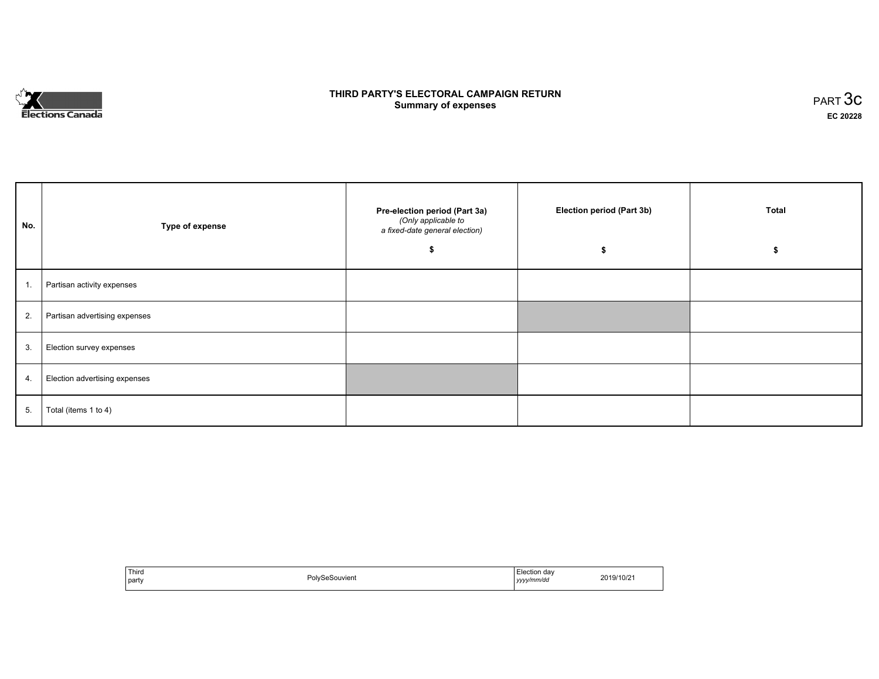# THIRD PARTY'S ELECTORAL CAMPAIGN RETURN
## Summary of expenses

PART 3c

EC 20228

| No. | Type of expense | Pre-election period (Part 3a) *(Only applicable to a fixed-date general election)* $ | Election period (Part 3b) $ | Total $ |
|---|---|---|---|---|
| 1. | Partisan activity expenses | | | |
| 2. | Partisan advertising expenses | | | |
| 3. | Election survey expenses | | | |
| 4. | Election advertising expenses | | | |
| 5. | Total (items 1 to 4) | | | |

| | | | |
|---|---|---|---|
| Third party | PolySeSouvient | Election day *yyyy/mm/dd* | 2019/10/21 |